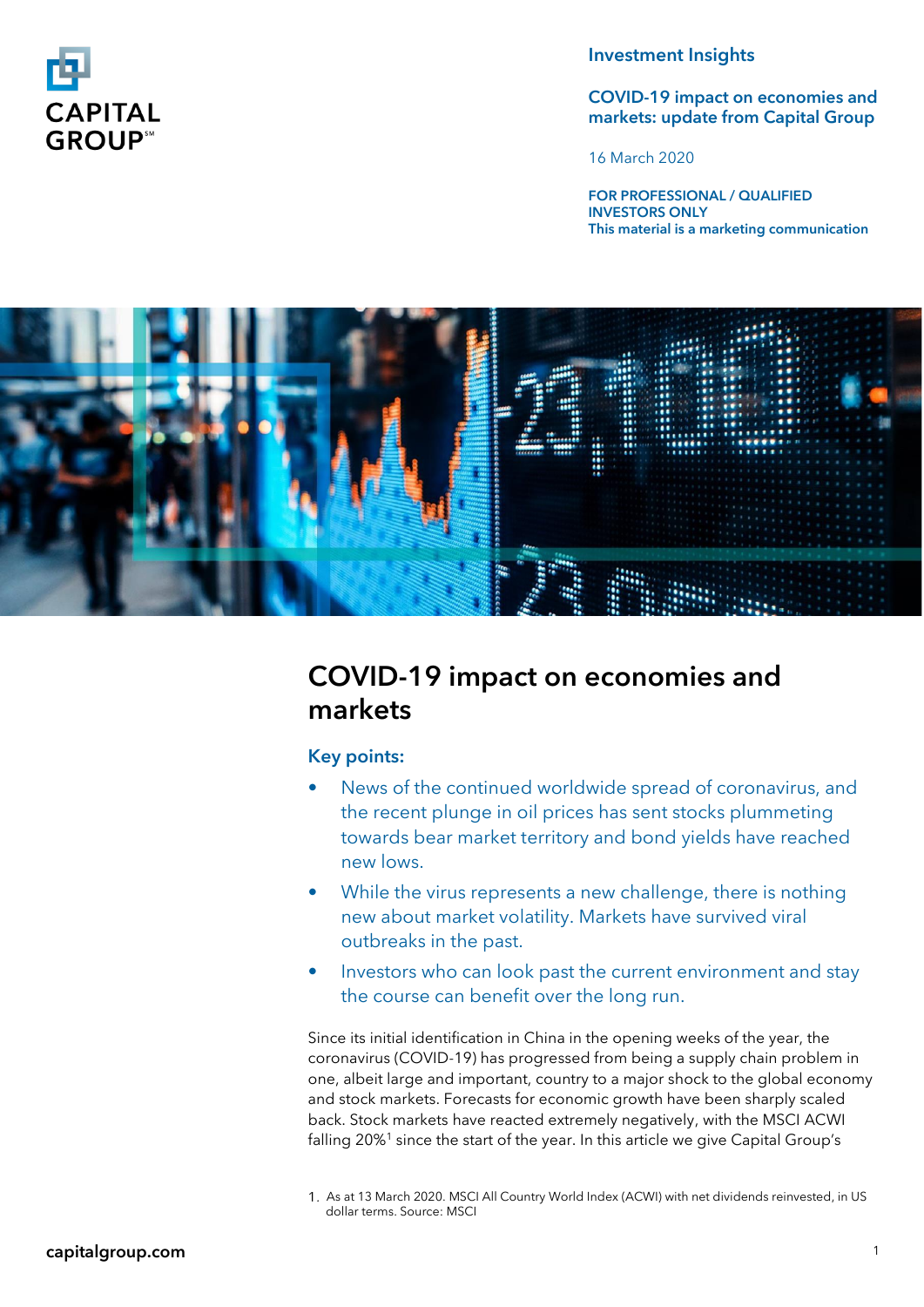CAPITAL GROUP℠

Investment Insights

COVID-19 impact on economies and markets: update from Capital Group

16 March 2020

**FOR PROFESSIONAL / QUALIFIED INVESTORS ONLY**
**This material is a marketing communication**

# COVID-19 impact on economies and markets

## Key points:

- News of the continued worldwide spread of coronavirus, and the recent plunge in oil prices has sent stocks plummeting towards bear market territory and bond yields have reached new lows.
- While the virus represents a new challenge, there is nothing new about market volatility. Markets have survived viral outbreaks in the past.
- Investors who can look past the current environment and stay the course can benefit over the long run.

Since its initial identification in China in the opening weeks of the year, the coronavirus (COVID-19) has progressed from being a supply chain problem in one, albeit large and important, country to a major shock to the global economy and stock markets. Forecasts for economic growth have been sharply scaled back. Stock markets have reacted extremely negatively, with the MSCI ACWI falling 20%[1] since the start of the year. In this article we give Capital Group's

1. As at 13 March 2020. MSCI All Country World Index (ACWI) with net dividends reinvested, in US dollar terms. Source: MSCI

capitalgroup.com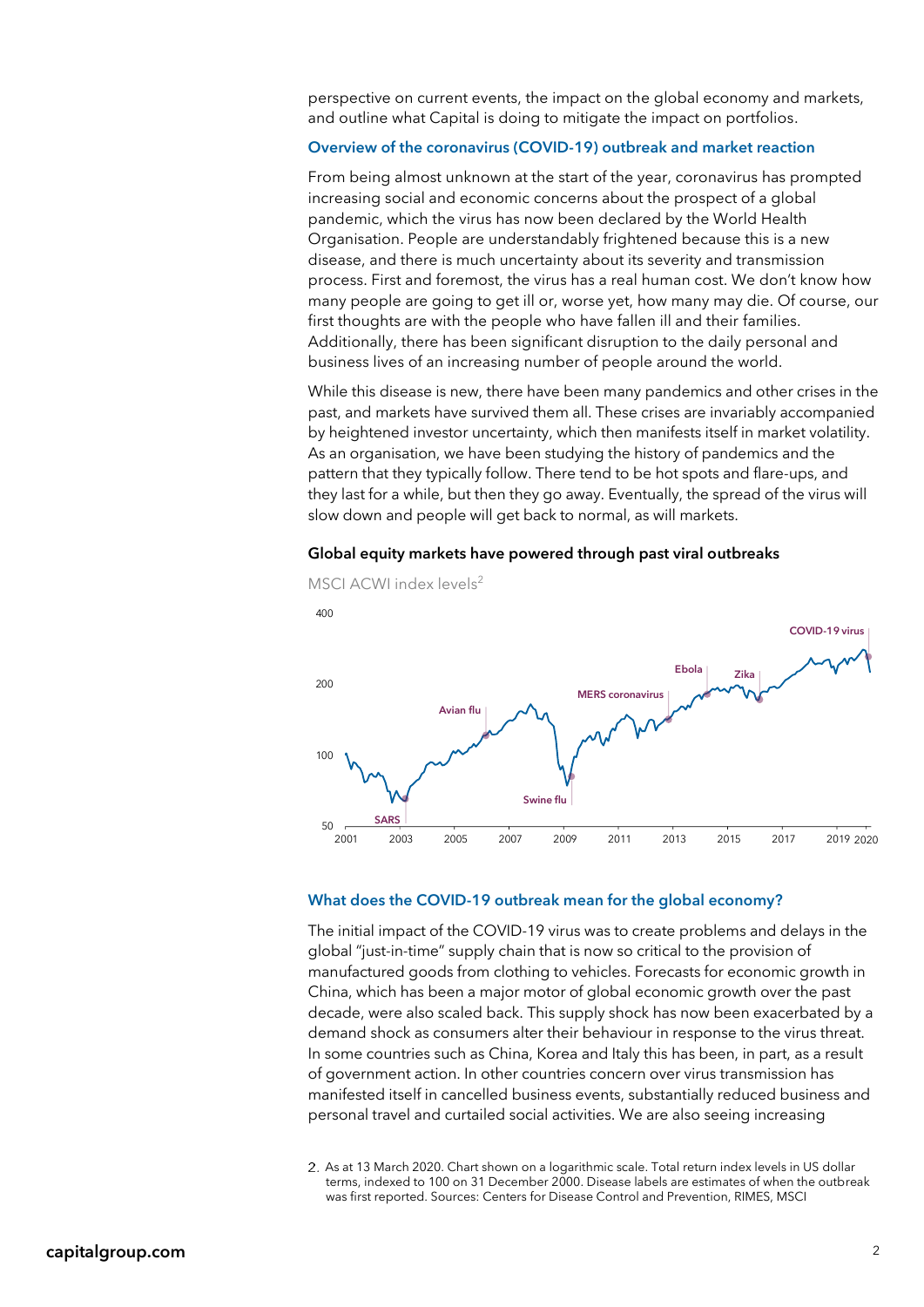perspective on current events, the impact on the global economy and markets, and outline what Capital is doing to mitigate the impact on portfolios.

### Overview of the coronavirus (COVID-19) outbreak and market reaction

From being almost unknown at the start of the year, coronavirus has prompted increasing social and economic concerns about the prospect of a global pandemic, which the virus has now been declared by the World Health Organisation. People are understandably frightened because this is a new disease, and there is much uncertainty about its severity and transmission process. First and foremost, the virus has a real human cost. We don't know how many people are going to get ill or, worse yet, how many may die. Of course, our first thoughts are with the people who have fallen ill and their families. Additionally, there has been significant disruption to the daily personal and business lives of an increasing number of people around the world.

While this disease is new, there have been many pandemics and other crises in the past, and markets have survived them all. These crises are invariably accompanied by heightened investor uncertainty, which then manifests itself in market volatility. As an organisation, we have been studying the history of pandemics and the pattern that they typically follow. There tend to be hot spots and flare-ups, and they last for a while, but then they go away. Eventually, the spread of the virus will slow down and people will get back to normal, as will markets.

**Global equity markets have powered through past viral outbreaks**

MSCI ACWI index levels[2]

### What does the COVID-19 outbreak mean for the global economy?

The initial impact of the COVID-19 virus was to create problems and delays in the global "just-in-time" supply chain that is now so critical to the provision of manufactured goods from clothing to vehicles. Forecasts for economic growth in China, which has been a major motor of global economic growth over the past decade, were also scaled back. This supply shock has now been exacerbated by a demand shock as consumers alter their behaviour in response to the virus threat. In some countries such as China, Korea and Italy this has been, in part, as a result of government action. In other countries concern over virus transmission has manifested itself in cancelled business events, substantially reduced business and personal travel and curtailed social activities. We are also seeing increasing

2. As at 13 March 2020. Chart shown on a logarithmic scale. Total return index levels in US dollar terms, indexed to 100 on 31 December 2000. Disease labels are estimates of when the outbreak was first reported. Sources: Centers for Disease Control and Prevention, RIMES, MSCI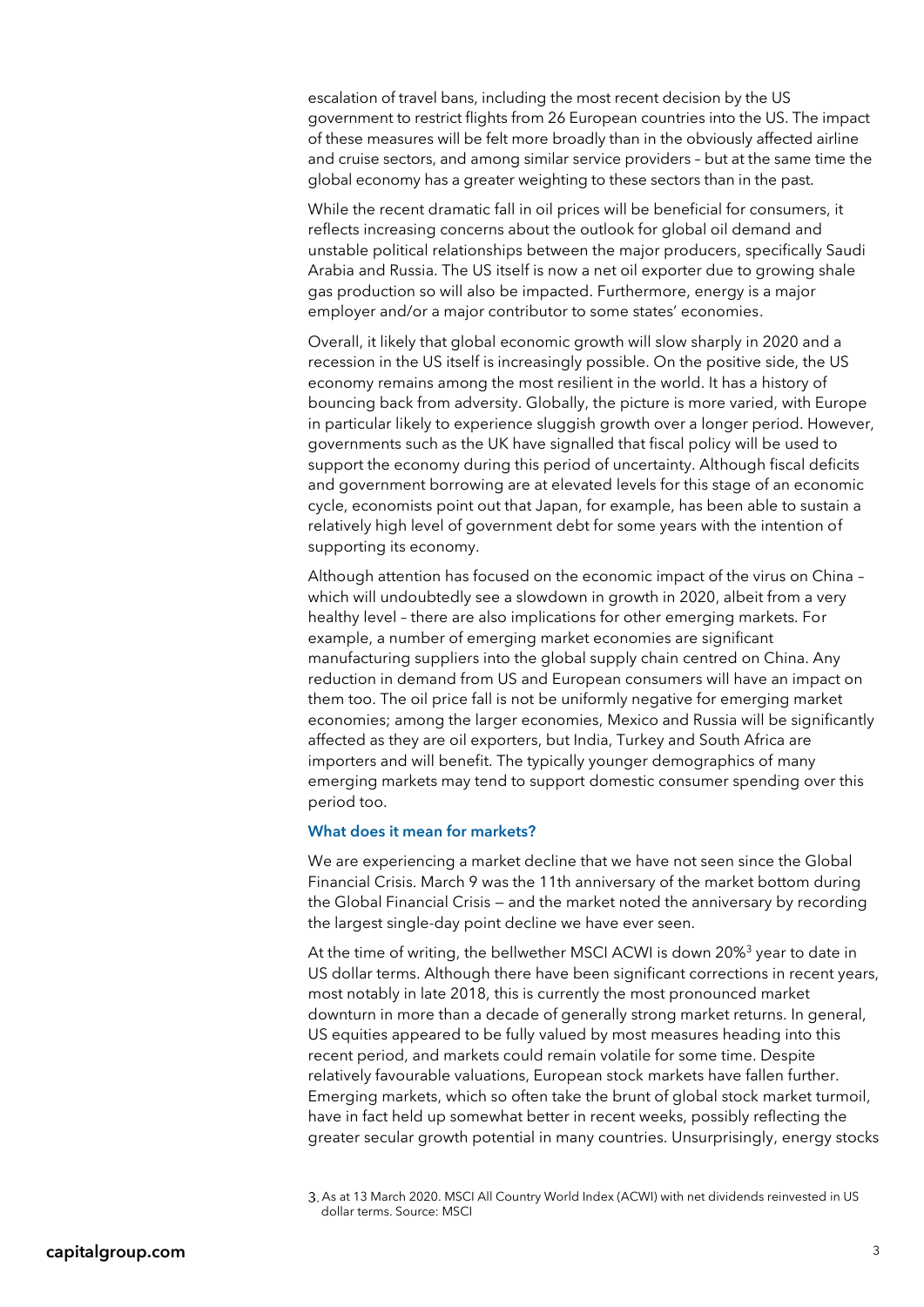escalation of travel bans, including the most recent decision by the US government to restrict flights from 26 European countries into the US. The impact of these measures will be felt more broadly than in the obviously affected airline and cruise sectors, and among similar service providers – but at the same time the global economy has a greater weighting to these sectors than in the past.

While the recent dramatic fall in oil prices will be beneficial for consumers, it reflects increasing concerns about the outlook for global oil demand and unstable political relationships between the major producers, specifically Saudi Arabia and Russia. The US itself is now a net oil exporter due to growing shale gas production so will also be impacted. Furthermore, energy is a major employer and/or a major contributor to some states' economies.

Overall, it likely that global economic growth will slow sharply in 2020 and a recession in the US itself is increasingly possible. On the positive side, the US economy remains among the most resilient in the world. It has a history of bouncing back from adversity. Globally, the picture is more varied, with Europe in particular likely to experience sluggish growth over a longer period. However, governments such as the UK have signalled that fiscal policy will be used to support the economy during this period of uncertainty. Although fiscal deficits and government borrowing are at elevated levels for this stage of an economic cycle, economists point out that Japan, for example, has been able to sustain a relatively high level of government debt for some years with the intention of supporting its economy.

Although attention has focused on the economic impact of the virus on China – which will undoubtedly see a slowdown in growth in 2020, albeit from a very healthy level – there are also implications for other emerging markets. For example, a number of emerging market economies are significant manufacturing suppliers into the global supply chain centred on China. Any reduction in demand from US and European consumers will have an impact on them too. The oil price fall is not be uniformly negative for emerging market economies; among the larger economies, Mexico and Russia will be significantly affected as they are oil exporters, but India, Turkey and South Africa are importers and will benefit. The typically younger demographics of many emerging markets may tend to support domestic consumer spending over this period too.

### What does it mean for markets?

We are experiencing a market decline that we have not seen since the Global Financial Crisis. March 9 was the 11th anniversary of the market bottom during the Global Financial Crisis — and the market noted the anniversary by recording the largest single-day point decline we have ever seen.

At the time of writing, the bellwether MSCI ACWI is down 20%[3] year to date in US dollar terms. Although there have been significant corrections in recent years, most notably in late 2018, this is currently the most pronounced market downturn in more than a decade of generally strong market returns. In general, US equities appeared to be fully valued by most measures heading into this recent period, and markets could remain volatile for some time. Despite relatively favourable valuations, European stock markets have fallen further. Emerging markets, which so often take the brunt of global stock market turmoil, have in fact held up somewhat better in recent weeks, possibly reflecting the greater secular growth potential in many countries. Unsurprisingly, energy stocks

3. As at 13 March 2020. MSCI All Country World Index (ACWI) with net dividends reinvested in US dollar terms. Source: MSCI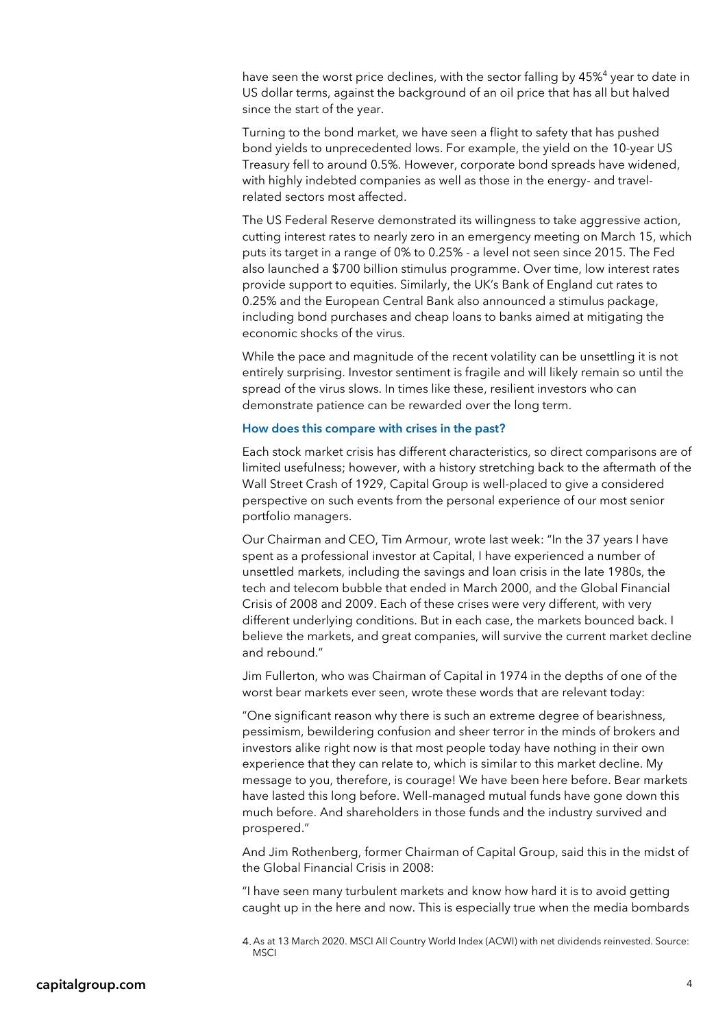have seen the worst price declines, with the sector falling by 45%[4] year to date in US dollar terms, against the background of an oil price that has all but halved since the start of the year.

Turning to the bond market, we have seen a flight to safety that has pushed bond yields to unprecedented lows. For example, the yield on the 10-year US Treasury fell to around 0.5%. However, corporate bond spreads have widened, with highly indebted companies as well as those in the energy- and travel-related sectors most affected.

The US Federal Reserve demonstrated its willingness to take aggressive action, cutting interest rates to nearly zero in an emergency meeting on March 15, which puts its target in a range of 0% to 0.25% - a level not seen since 2015. The Fed also launched a $700 billion stimulus programme. Over time, low interest rates provide support to equities. Similarly, the UK's Bank of England cut rates to 0.25% and the European Central Bank also announced a stimulus package, including bond purchases and cheap loans to banks aimed at mitigating the economic shocks of the virus.

While the pace and magnitude of the recent volatility can be unsettling it is not entirely surprising. Investor sentiment is fragile and will likely remain so until the spread of the virus slows. In times like these, resilient investors who can demonstrate patience can be rewarded over the long term.

### How does this compare with crises in the past?

Each stock market crisis has different characteristics, so direct comparisons are of limited usefulness; however, with a history stretching back to the aftermath of the Wall Street Crash of 1929, Capital Group is well-placed to give a considered perspective on such events from the personal experience of our most senior portfolio managers.

Our Chairman and CEO, Tim Armour, wrote last week: "In the 37 years I have spent as a professional investor at Capital, I have experienced a number of unsettled markets, including the savings and loan crisis in the late 1980s, the tech and telecom bubble that ended in March 2000, and the Global Financial Crisis of 2008 and 2009. Each of these crises were very different, with very different underlying conditions. But in each case, the markets bounced back. I believe the markets, and great companies, will survive the current market decline and rebound."

Jim Fullerton, who was Chairman of Capital in 1974 in the depths of one of the worst bear markets ever seen, wrote these words that are relevant today:

"One significant reason why there is such an extreme degree of bearishness, pessimism, bewildering confusion and sheer terror in the minds of brokers and investors alike right now is that most people today have nothing in their own experience that they can relate to, which is similar to this market decline. My message to you, therefore, is courage! We have been here before. Bear markets have lasted this long before. Well-managed mutual funds have gone down this much before. And shareholders in those funds and the industry survived and prospered."

And Jim Rothenberg, former Chairman of Capital Group, said this in the midst of the Global Financial Crisis in 2008:

"I have seen many turbulent markets and know how hard it is to avoid getting caught up in the here and now. This is especially true when the media bombards

4. As at 13 March 2020. MSCI All Country World Index (ACWI) with net dividends reinvested. Source: MSCI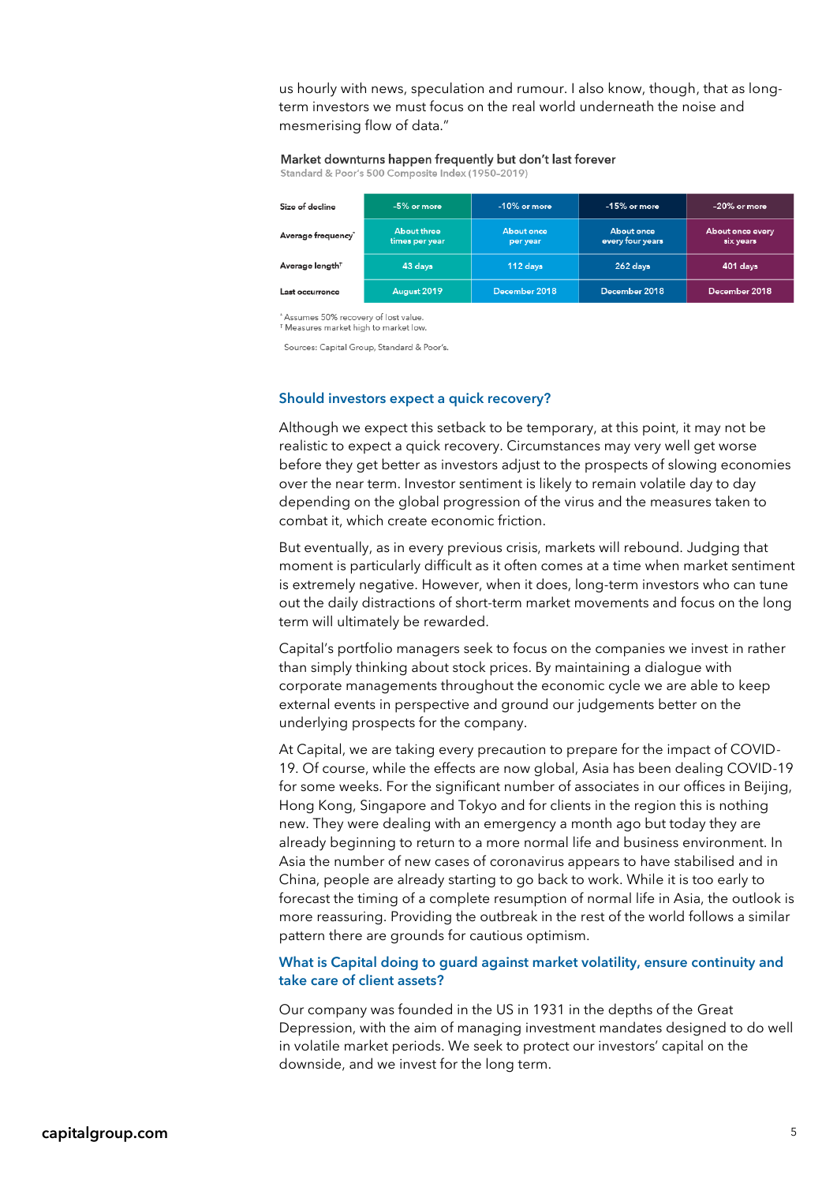us hourly with news, speculation and rumour. I also know, though, that as long-term investors we must focus on the real world underneath the noise and mesmerising flow of data."

**Market downturns happen frequently but don't last forever**
Standard & Poor's 500 Composite Index (1950–2019)

| Size of decline | -5% or more | -10% or more | -15% or more | -20% or more |
|---|---|---|---|---|
| Average frequency* | About three times per year | About once per year | About once every four years | About once every six years |
| Average length† | 43 days | 112 days | 262 days | 401 days |
| Last occurrence | August 2019 | December 2018 | December 2018 | December 2018 |

\* Assumes 50% recovery of lost value.
† Measures market high to market low.

Sources: Capital Group, Standard & Poor's.

### Should investors expect a quick recovery?

Although we expect this setback to be temporary, at this point, it may not be realistic to expect a quick recovery. Circumstances may very well get worse before they get better as investors adjust to the prospects of slowing economies over the near term. Investor sentiment is likely to remain volatile day to day depending on the global progression of the virus and the measures taken to combat it, which create economic friction.

But eventually, as in every previous crisis, markets will rebound. Judging that moment is particularly difficult as it often comes at a time when market sentiment is extremely negative. However, when it does, long-term investors who can tune out the daily distractions of short-term market movements and focus on the long term will ultimately be rewarded.

Capital's portfolio managers seek to focus on the companies we invest in rather than simply thinking about stock prices. By maintaining a dialogue with corporate managements throughout the economic cycle we are able to keep external events in perspective and ground our judgements better on the underlying prospects for the company.

At Capital, we are taking every precaution to prepare for the impact of COVID-19. Of course, while the effects are now global, Asia has been dealing COVID-19 for some weeks. For the significant number of associates in our offices in Beijing, Hong Kong, Singapore and Tokyo and for clients in the region this is nothing new. They were dealing with an emergency a month ago but today they are already beginning to return to a more normal life and business environment. In Asia the number of new cases of coronavirus appears to have stabilised and in China, people are already starting to go back to work. While it is too early to forecast the timing of a complete resumption of normal life in Asia, the outlook is more reassuring. Providing the outbreak in the rest of the world follows a similar pattern there are grounds for cautious optimism.

### What is Capital doing to guard against market volatility, ensure continuity and take care of client assets?

Our company was founded in the US in 1931 in the depths of the Great Depression, with the aim of managing investment mandates designed to do well in volatile market periods. We seek to protect our investors' capital on the downside, and we invest for the long term.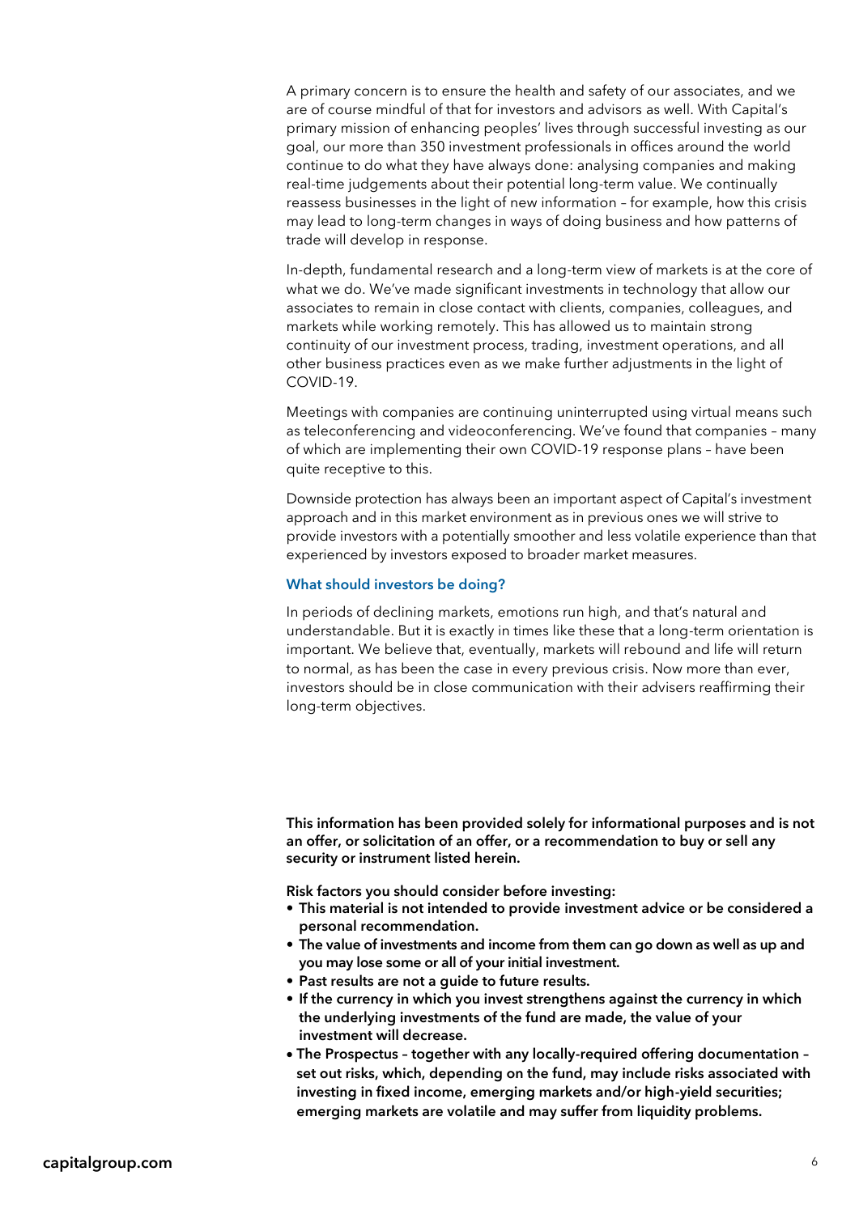A primary concern is to ensure the health and safety of our associates, and we are of course mindful of that for investors and advisors as well. With Capital's primary mission of enhancing peoples' lives through successful investing as our goal, our more than 350 investment professionals in offices around the world continue to do what they have always done: analysing companies and making real-time judgements about their potential long-term value. We continually reassess businesses in the light of new information – for example, how this crisis may lead to long-term changes in ways of doing business and how patterns of trade will develop in response.

In-depth, fundamental research and a long-term view of markets is at the core of what we do. We've made significant investments in technology that allow our associates to remain in close contact with clients, companies, colleagues, and markets while working remotely. This has allowed us to maintain strong continuity of our investment process, trading, investment operations, and all other business practices even as we make further adjustments in the light of COVID-19.

Meetings with companies are continuing uninterrupted using virtual means such as teleconferencing and videoconferencing. We've found that companies – many of which are implementing their own COVID-19 response plans – have been quite receptive to this.

Downside protection has always been an important aspect of Capital's investment approach and in this market environment as in previous ones we will strive to provide investors with a potentially smoother and less volatile experience than that experienced by investors exposed to broader market measures.

### What should investors be doing?

In periods of declining markets, emotions run high, and that's natural and understandable. But it is exactly in times like these that a long-term orientation is important. We believe that, eventually, markets will rebound and life will return to normal, as has been the case in every previous crisis. Now more than ever, investors should be in close communication with their advisers reaffirming their long-term objectives.

**This information has been provided solely for informational purposes and is not an offer, or solicitation of an offer, or a recommendation to buy or sell any security or instrument listed herein.**

**Risk factors you should consider before investing:**

- **This material is not intended to provide investment advice or be considered a personal recommendation.**
- **The value of investments and income from them can go down as well as up and you may lose some or all of your initial investment.**
- **Past results are not a guide to future results.**
- **If the currency in which you invest strengthens against the currency in which the underlying investments of the fund are made, the value of your investment will decrease.**
- **The Prospectus – together with any locally-required offering documentation – set out risks, which, depending on the fund, may include risks associated with investing in fixed income, emerging markets and/or high-yield securities; emerging markets are volatile and may suffer from liquidity problems.**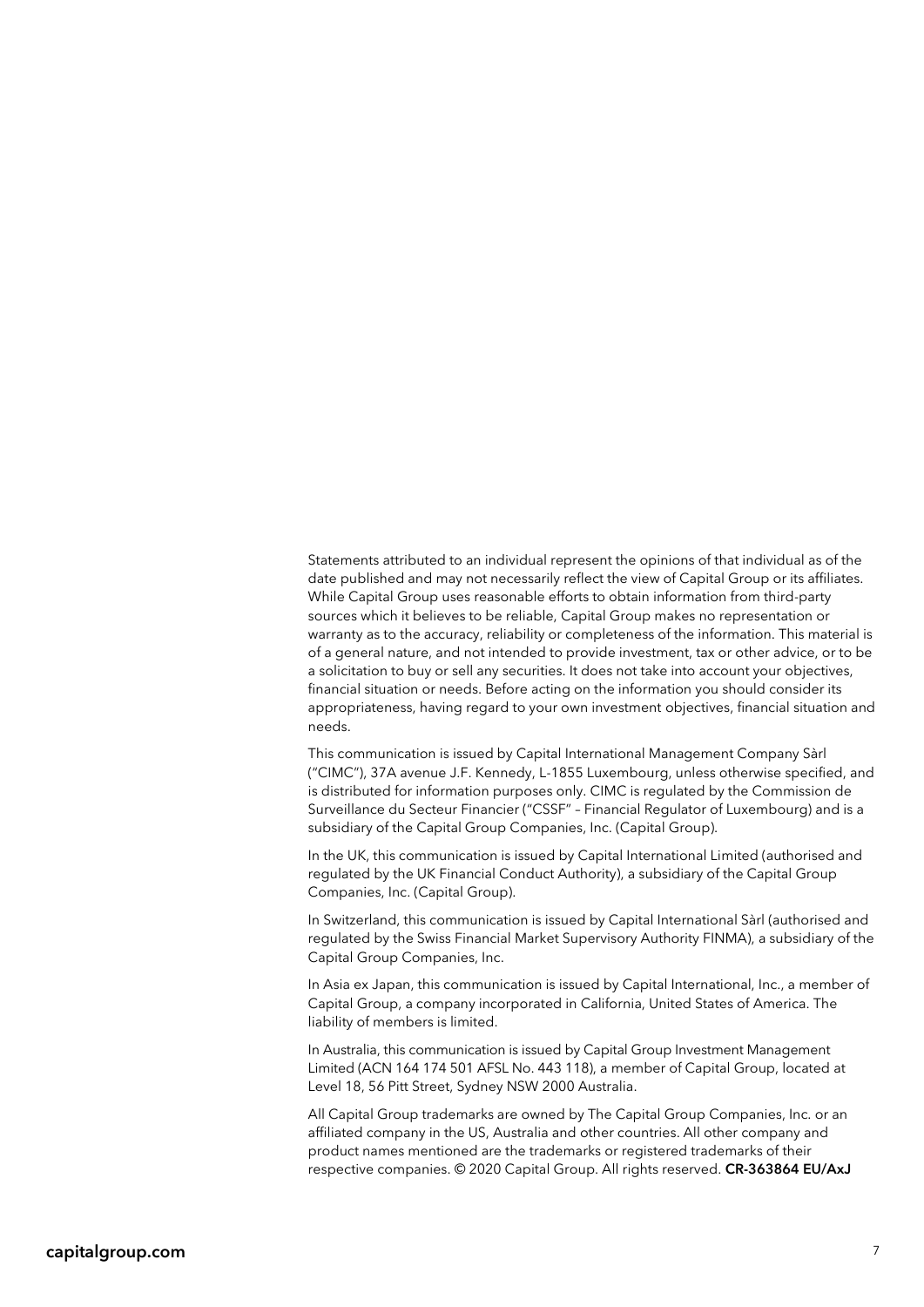Statements attributed to an individual represent the opinions of that individual as of the date published and may not necessarily reflect the view of Capital Group or its affiliates. While Capital Group uses reasonable efforts to obtain information from third-party sources which it believes to be reliable, Capital Group makes no representation or warranty as to the accuracy, reliability or completeness of the information. This material is of a general nature, and not intended to provide investment, tax or other advice, or to be a solicitation to buy or sell any securities. It does not take into account your objectives, financial situation or needs. Before acting on the information you should consider its appropriateness, having regard to your own investment objectives, financial situation and needs.

This communication is issued by Capital International Management Company Sàrl ("CIMC"), 37A avenue J.F. Kennedy, L-1855 Luxembourg, unless otherwise specified, and is distributed for information purposes only. CIMC is regulated by the Commission de Surveillance du Secteur Financier ("CSSF" – Financial Regulator of Luxembourg) and is a subsidiary of the Capital Group Companies, Inc. (Capital Group).

In the UK, this communication is issued by Capital International Limited (authorised and regulated by the UK Financial Conduct Authority), a subsidiary of the Capital Group Companies, Inc. (Capital Group).

In Switzerland, this communication is issued by Capital International Sàrl (authorised and regulated by the Swiss Financial Market Supervisory Authority FINMA), a subsidiary of the Capital Group Companies, Inc.

In Asia ex Japan, this communication is issued by Capital International, Inc., a member of Capital Group, a company incorporated in California, United States of America. The liability of members is limited.

In Australia, this communication is issued by Capital Group Investment Management Limited (ACN 164 174 501 AFSL No. 443 118), a member of Capital Group, located at Level 18, 56 Pitt Street, Sydney NSW 2000 Australia.

All Capital Group trademarks are owned by The Capital Group Companies, Inc. or an affiliated company in the US, Australia and other countries. All other company and product names mentioned are the trademarks or registered trademarks of their respective companies. © 2020 Capital Group. All rights reserved. **CR-363864 EU/AxJ**

**capitalgroup.com**